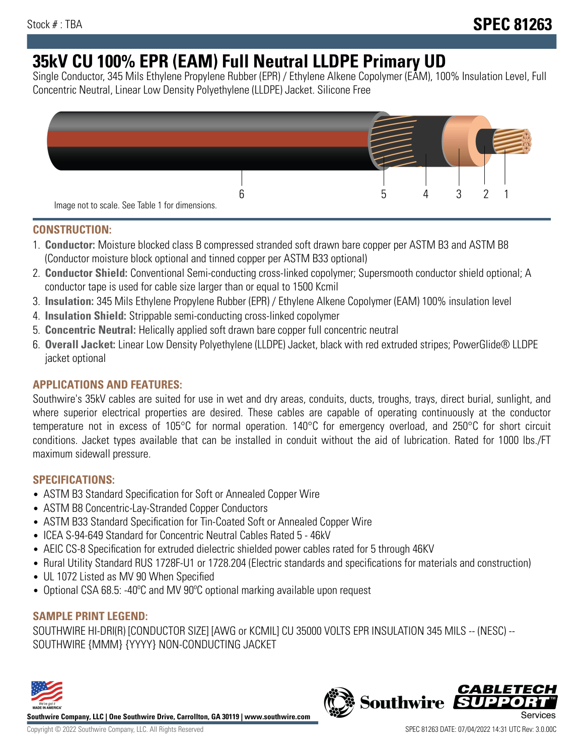Stock # : TBA

# SPEC 81263

## 35kV CU 100% EPR (EAM) Full Neutral LLDPE Primary UD

Single Conductor, 345 Mils Ethylene Propylene Rubber (EPR) / Ethylene Alkene Copolymer (EAM), 100% Insulation Level, Full Concentric Neutral, Linear Low Density Polyethylene (LLDPE) Jacket. Silicone Free

6 5 4 3 2 1

Image not to scale. See Table 1 for dimensions.

### CONSTRUCTION:

1. **Conductor:** Moisture blocked class B compressed stranded soft drawn bare copper per ASTM B3 and ASTM B8 (Conductor moisture block optional and tinned copper per ASTM B33 optional)
2. **Conductor Shield:** Conventional Semi-conducting cross-linked copolymer; Supersmooth conductor shield optional; A conductor tape is used for cable size larger than or equal to 1500 Kcmil
3. **Insulation:** 345 Mils Ethylene Propylene Rubber (EPR) / Ethylene Alkene Copolymer (EAM) 100% insulation level
4. **Insulation Shield:** Strippable semi-conducting cross-linked copolymer
5. **Concentric Neutral:** Helically applied soft drawn bare copper full concentric neutral
6. **Overall Jacket:** Linear Low Density Polyethylene (LLDPE) Jacket, black with red extruded stripes; PowerGlide® LLDPE jacket optional

### APPLICATIONS AND FEATURES:

Southwire's 35kV cables are suited for use in wet and dry areas, conduits, ducts, troughs, trays, direct burial, sunlight, and where superior electrical properties are desired. These cables are capable of operating continuously at the conductor temperature not in excess of 105°C for normal operation. 140°C for emergency overload, and 250°C for short circuit conditions. Jacket types available that can be installed in conduit without the aid of lubrication. Rated for 1000 lbs./FT maximum sidewall pressure.

### SPECIFICATIONS:

- ASTM B3 Standard Specification for Soft or Annealed Copper Wire
- ASTM B8 Concentric-Lay-Stranded Copper Conductors
- ASTM B33 Standard Specification for Tin-Coated Soft or Annealed Copper Wire
- ICEA S-94-649 Standard for Concentric Neutral Cables Rated 5 - 46kV
- AEIC CS-8 Specification for extruded dielectric shielded power cables rated for 5 through 46KV
- Rural Utility Standard RUS 1728F-U1 or 1728.204 (Electric standards and specifications for materials and construction)
- UL 1072 Listed as MV 90 When Specified
- Optional CSA 68.5: -40ºC and MV 90ºC optional marking available upon request

### SAMPLE PRINT LEGEND:

SOUTHWIRE HI-DRI(R) [CONDUCTOR SIZE] [AWG or KCMIL] CU 35000 VOLTS EPR INSULATION 345 MILS -- (NESC) -- SOUTHWIRE {MMM} {YYYY} NON-CONDUCTING JACKET

**Southwire Company, LLC | One Southwire Drive, Carrollton, GA 30119 | www.southwire.com**

Copyright © 2022 Southwire Company, LLC. All Rights Reserved

SPEC 81263 DATE: 07/04/2022 14:31 UTC Rev: 3.0.00C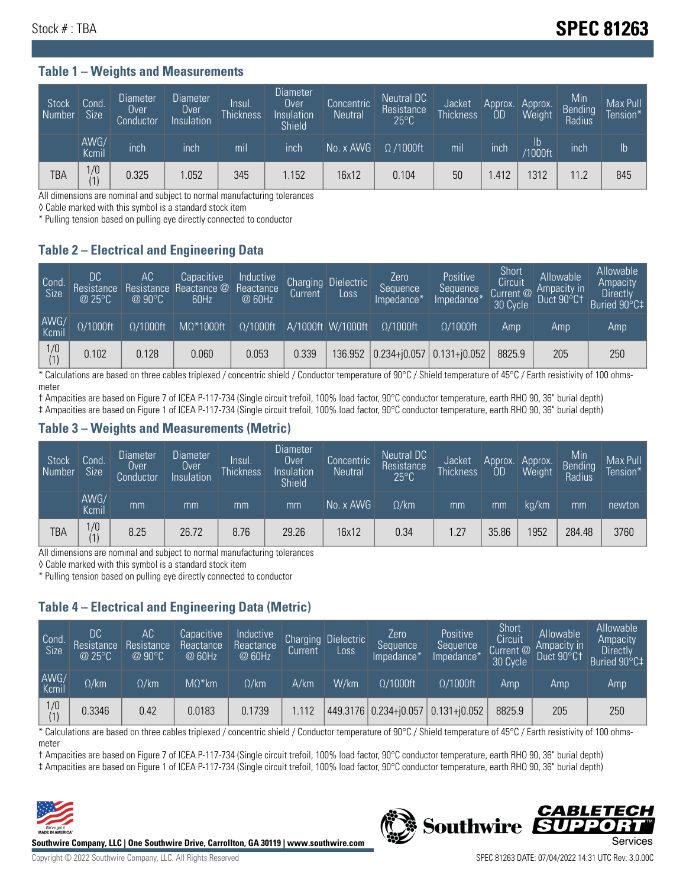Stock # : TBA

# SPEC 81263

## Table 1 – Weights and Measurements

| Stock Number | Cond. Size | Diameter Over Conductor | Diameter Over Insulation | Insul. Thickness | Diameter Over Insulation Shield | Concentric Neutral | Neutral DC Resistance 25°C | Jacket Thickness | Approx. OD | Approx. Weight | Min Bending Radius | Max Pull Tension* |
|---|---|---|---|---|---|---|---|---|---|---|---|---|
| | AWG/ Kcmil | inch | inch | mil | inch | No. x AWG | Ω /1000ft | mil | inch | lb /1000ft | inch | lb |
| TBA | 1/0 (1) | 0.325 | 1.052 | 345 | 1.152 | 16x12 | 0.104 | 50 | 1.412 | 1312 | 11.2 | 845 |

All dimensions are nominal and subject to normal manufacturing tolerances

◊ Cable marked with this symbol is a standard stock item

* Pulling tension based on pulling eye directly connected to conductor

## Table 2 – Electrical and Engineering Data

| Cond. Size | DC Resistance @ 25°C | AC Resistance @ 90°C | Capacitive Reactance @ 60Hz | Inductive Reactance @ 60Hz | Charging Current | Dielectric Loss | Zero Sequence Impedance* | Positive Sequence Impedance* | Short Circuit Current @ 30 Cycle | Allowable Ampacity in Duct 90°C† | Allowable Ampacity Directly Buried 90°C‡ |
|---|---|---|---|---|---|---|---|---|---|---|---|
| AWG/ Kcmil | Ω/1000ft | Ω/1000ft | MΩ*1000ft | Ω/1000ft | A/1000ft | W/1000ft | Ω/1000ft | Ω/1000ft | Amp | Amp | Amp |
| 1/0 (1) | 0.102 | 0.128 | 0.060 | 0.053 | 0.339 | 136.952 | 0.234+j0.057 | 0.131+j0.052 | 8825.9 | 205 | 250 |

* Calculations are based on three cables triplexed / concentric shield / Conductor temperature of 90°C / Shield temperature of 45°C / Earth resistivity of 100 ohms-meter

† Ampacities are based on Figure 7 of ICEA P-117-734 (Single circuit trefoil, 100% load factor, 90°C conductor temperature, earth RHO 90, 36" burial depth)

‡ Ampacities are based on Figure 1 of ICEA P-117-734 (Single circuit trefoil, 100% load factor, 90°C conductor temperature, earth RHO 90, 36" burial depth)

## Table 3 – Weights and Measurements (Metric)

| Stock Number | Cond. Size | Diameter Over Conductor | Diameter Over Insulation | Insul. Thickness | Diameter Over Insulation Shield | Concentric Neutral | Neutral DC Resistance 25°C | Jacket Thickness | Approx. OD | Approx. Weight | Min Bending Radius | Max Pull Tension* |
|---|---|---|---|---|---|---|---|---|---|---|---|---|
| | AWG/ Kcmil | mm | mm | mm | mm | No. x AWG | Ω/km | mm | mm | kg/km | mm | newton |
| TBA | 1/0 (1) | 8.25 | 26.72 | 8.76 | 29.26 | 16x12 | 0.34 | 1.27 | 35.86 | 1952 | 284.48 | 3760 |

All dimensions are nominal and subject to normal manufacturing tolerances

◊ Cable marked with this symbol is a standard stock item

* Pulling tension based on pulling eye directly connected to conductor

## Table 4 – Electrical and Engineering Data (Metric)

| Cond. Size | DC Resistance @ 25°C | AC Resistance @ 90°C | Capacitive Reactance @ 60Hz | Inductive Reactance @ 60Hz | Charging Current | Dielectric Loss | Zero Sequence Impedance* | Positive Sequence Impedance* | Short Circuit Current @ 30 Cycle | Allowable Ampacity in Duct 90°C† | Allowable Ampacity Directly Buried 90°C‡ |
|---|---|---|---|---|---|---|---|---|---|---|---|
| AWG/ Kcmil | Ω/km | Ω/km | MΩ*km | Ω/km | A/km | W/km | Ω/1000ft | Ω/1000ft | Amp | Amp | Amp |
| 1/0 (1) | 0.3346 | 0.42 | 0.0183 | 0.1739 | 1.112 | 449.3176 | 0.234+j0.057 | 0.131+j0.052 | 8825.9 | 205 | 250 |

* Calculations are based on three cables triplexed / concentric shield / Conductor temperature of 90°C / Shield temperature of 45°C / Earth resistivity of 100 ohms-meter

† Ampacities are based on Figure 7 of ICEA P-117-734 (Single circuit trefoil, 100% load factor, 90°C conductor temperature, earth RHO 90, 36" burial depth)

‡ Ampacities are based on Figure 1 of ICEA P-117-734 (Single circuit trefoil, 100% load factor, 90°C conductor temperature, earth RHO 90, 36" burial depth)

**Southwire Company, LLC | One Southwire Drive, Carrollton, GA 30119 | www.southwire.com**

Copyright © 2022 Southwire Company, LLC. All Rights Reserved

SPEC 81263 DATE: 07/04/2022 14:31 UTC Rev: 3.0.00C